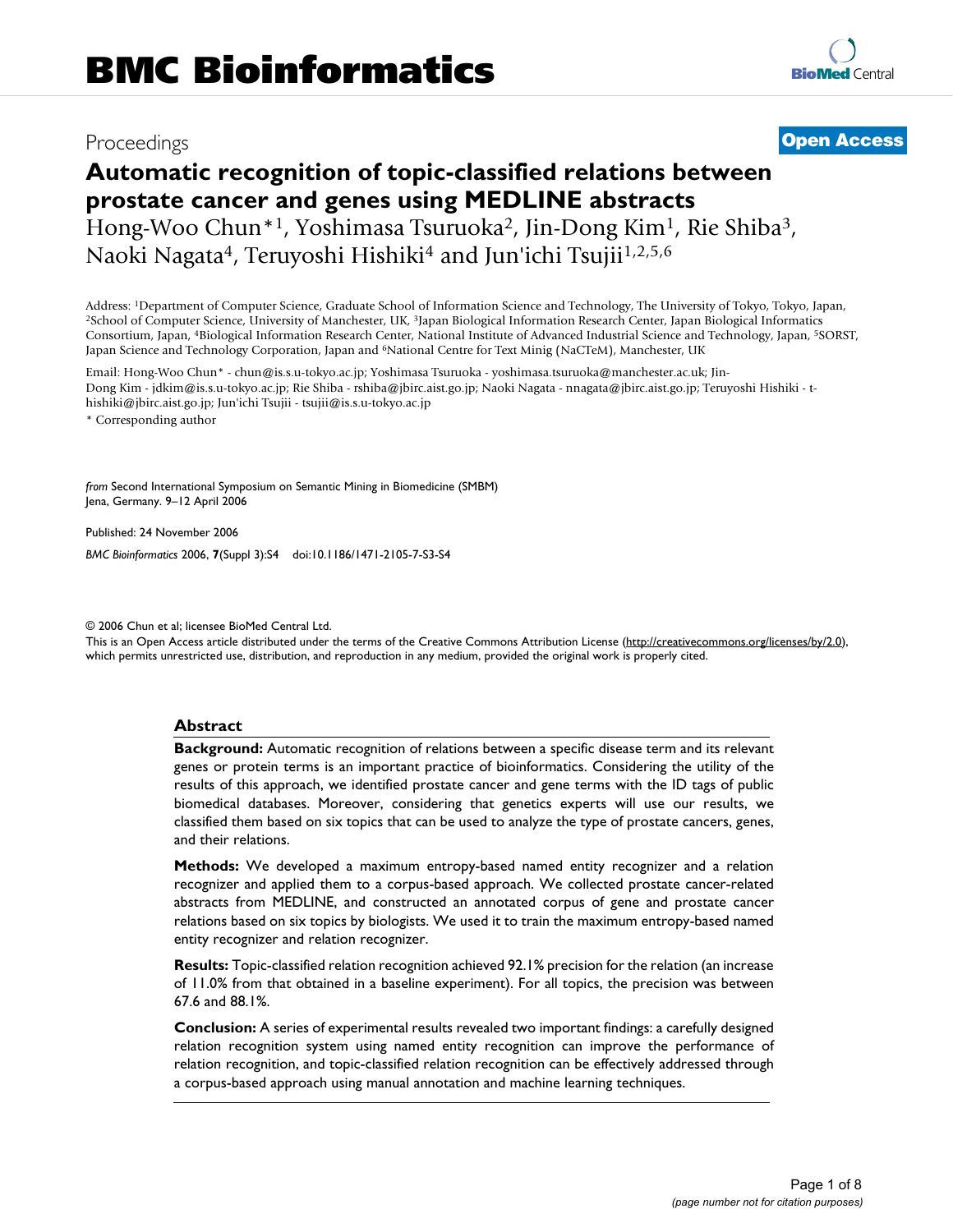# BMC Bioinformatics

Proceedings

**Open Access**

# Automatic recognition of topic-classified relations between prostate cancer and genes using MEDLINE abstracts

Hong-Woo Chun*[1], Yoshimasa Tsuruoka[2], Jin-Dong Kim[1], Rie Shiba[3], Naoki Nagata[4], Teruyoshi Hishiki[4] and Jun'ichi Tsujii[1,2,5,6]

Address: [1]Department of Computer Science, Graduate School of Information Science and Technology, The University of Tokyo, Tokyo, Japan, [2]School of Computer Science, University of Manchester, UK, [3]Japan Biological Information Research Center, Japan Biological Informatics Consortium, Japan, [4]Biological Information Research Center, National Institute of Advanced Industrial Science and Technology, Japan, [5]SORST, Japan Science and Technology Corporation, Japan and [6]National Centre for Text Minig (NaCTeM), Manchester, UK

Email: Hong-Woo Chun* - chun@is.s.u-tokyo.ac.jp; Yoshimasa Tsuruoka - yoshimasa.tsuruoka@manchester.ac.uk; Jin-Dong Kim - jdkim@is.s.u-tokyo.ac.jp; Rie Shiba - rshiba@jbirc.aist.go.jp; Naoki Nagata - nnagata@jbirc.aist.go.jp; Teruyoshi Hishiki - t-hishiki@jbirc.aist.go.jp; Jun'ichi Tsujii - tsujii@is.s.u-tokyo.ac.jp

* Corresponding author

*from* Second International Symposium on Semantic Mining in Biomedicine (SMBM)
Jena, Germany. 9–12 April 2006

Published: 24 November 2006

*BMC Bioinformatics* 2006, **7**(Suppl 3):S4 doi:10.1186/1471-2105-7-S3-S4

© 2006 Chun et al; licensee BioMed Central Ltd.
This is an Open Access article distributed under the terms of the Creative Commons Attribution License (http://creativecommons.org/licenses/by/2.0), which permits unrestricted use, distribution, and reproduction in any medium, provided the original work is properly cited.

## Abstract

**Background:** Automatic recognition of relations between a specific disease term and its relevant genes or protein terms is an important practice of bioinformatics. Considering the utility of the results of this approach, we identified prostate cancer and gene terms with the ID tags of public biomedical databases. Moreover, considering that genetics experts will use our results, we classified them based on six topics that can be used to analyze the type of prostate cancers, genes, and their relations.

**Methods:** We developed a maximum entropy-based named entity recognizer and a relation recognizer and applied them to a corpus-based approach. We collected prostate cancer-related abstracts from MEDLINE, and constructed an annotated corpus of gene and prostate cancer relations based on six topics by biologists. We used it to train the maximum entropy-based named entity recognizer and relation recognizer.

**Results:** Topic-classified relation recognition achieved 92.1% precision for the relation (an increase of 11.0% from that obtained in a baseline experiment). For all topics, the precision was between 67.6 and 88.1%.

**Conclusion:** A series of experimental results revealed two important findings: a carefully designed relation recognition system using named entity recognition can improve the performance of relation recognition, and topic-classified relation recognition can be effectively addressed through a corpus-based approach using manual annotation and machine learning techniques.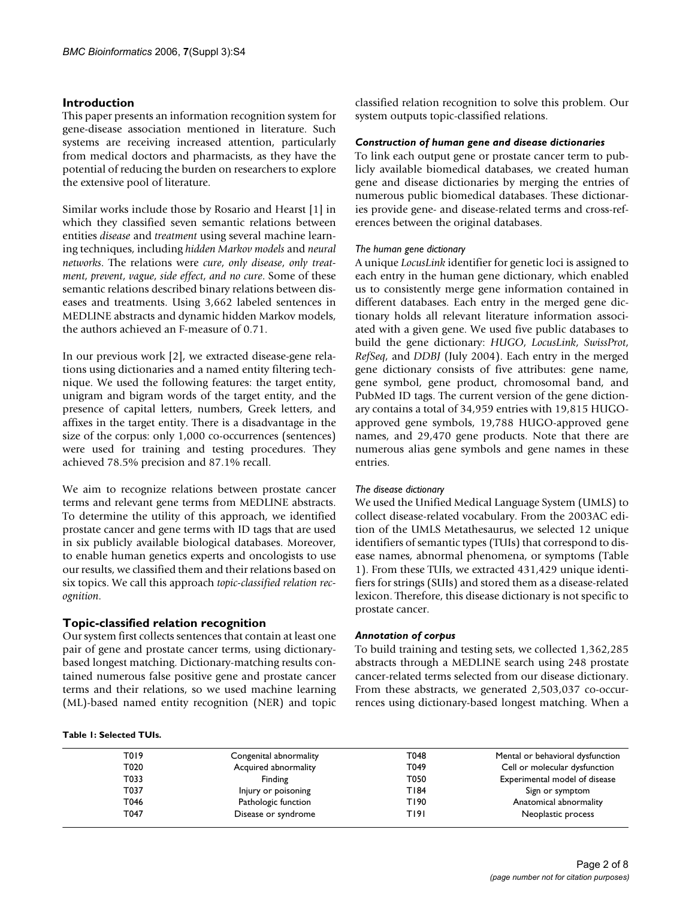## Introduction

This paper presents an information recognition system for gene-disease association mentioned in literature. Such systems are receiving increased attention, particularly from medical doctors and pharmacists, as they have the potential of reducing the burden on researchers to explore the extensive pool of literature.

Similar works include those by Rosario and Hearst [1] in which they classified seven semantic relations between entities *disease* and *treatment* using several machine learning techniques, including *hidden Markov models* and *neural networks*. The relations were *cure*, *only disease*, *only treatment*, *prevent*, *vague*, *side effect*, *and no cure*. Some of these semantic relations described binary relations between diseases and treatments. Using 3,662 labeled sentences in MEDLINE abstracts and dynamic hidden Markov models, the authors achieved an F-measure of 0.71.

In our previous work [2], we extracted disease-gene relations using dictionaries and a named entity filtering technique. We used the following features: the target entity, unigram and bigram words of the target entity, and the presence of capital letters, numbers, Greek letters, and affixes in the target entity. There is a disadvantage in the size of the corpus: only 1,000 co-occurrences (sentences) were used for training and testing procedures. They achieved 78.5% precision and 87.1% recall.

We aim to recognize relations between prostate cancer terms and relevant gene terms from MEDLINE abstracts. To determine the utility of this approach, we identified prostate cancer and gene terms with ID tags that are used in six publicly available biological databases. Moreover, to enable human genetics experts and oncologists to use our results, we classified them and their relations based on six topics. We call this approach *topic-classified relation recognition*.

## Topic-classified relation recognition

Our system first collects sentences that contain at least one pair of gene and prostate cancer terms, using dictionary-based longest matching. Dictionary-matching results contained numerous false positive gene and prostate cancer terms and their relations, so we used machine learning (ML)-based named entity recognition (NER) and topic classified relation recognition to solve this problem. Our system outputs topic-classified relations.

### *Construction of human gene and disease dictionaries*

To link each output gene or prostate cancer term to publicly available biomedical databases, we created human gene and disease dictionaries by merging the entries of numerous public biomedical databases. These dictionaries provide gene- and disease-related terms and cross-references between the original databases.

#### *The human gene dictionary*

A unique *LocusLink* identifier for genetic loci is assigned to each entry in the human gene dictionary, which enabled us to consistently merge gene information contained in different databases. Each entry in the merged gene dictionary holds all relevant literature information associated with a given gene. We used five public databases to build the gene dictionary: *HUGO*, *LocusLink*, *SwissProt*, *RefSeq*, and *DDBJ* (July 2004). Each entry in the merged gene dictionary consists of five attributes: gene name, gene symbol, gene product, chromosomal band, and PubMed ID tags. The current version of the gene dictionary contains a total of 34,959 entries with 19,815 HUGO-approved gene symbols, 19,788 HUGO-approved gene names, and 29,470 gene products. Note that there are numerous alias gene symbols and gene names in these entries.

#### *The disease dictionary*

We used the Unified Medical Language System (UMLS) to collect disease-related vocabulary. From the 2003AC edition of the UMLS Metathesaurus, we selected 12 unique identifiers of semantic types (TUIs) that correspond to disease names, abnormal phenomena, or symptoms (Table 1). From these TUIs, we extracted 431,429 unique identifiers for strings (SUIs) and stored them as a disease-related lexicon. Therefore, this disease dictionary is not specific to prostate cancer.

### *Annotation of corpus*

To build training and testing sets, we collected 1,362,285 abstracts through a MEDLINE search using 248 prostate cancer-related terms selected from our disease dictionary. From these abstracts, we generated 2,503,037 co-occurrences using dictionary-based longest matching. When a

**Table 1: Selected TUIs.**

| | | | |
|---|---|---|---|
| T019 | Congenital abnormality | T048 | Mental or behavioral dysfunction |
| T020 | Acquired abnormality | T049 | Cell or molecular dysfunction |
| T033 | Finding | T050 | Experimental model of disease |
| T037 | Injury or poisoning | T184 | Sign or symptom |
| T046 | Pathologic function | T190 | Anatomical abnormality |
| T047 | Disease or syndrome | T191 | Neoplastic process |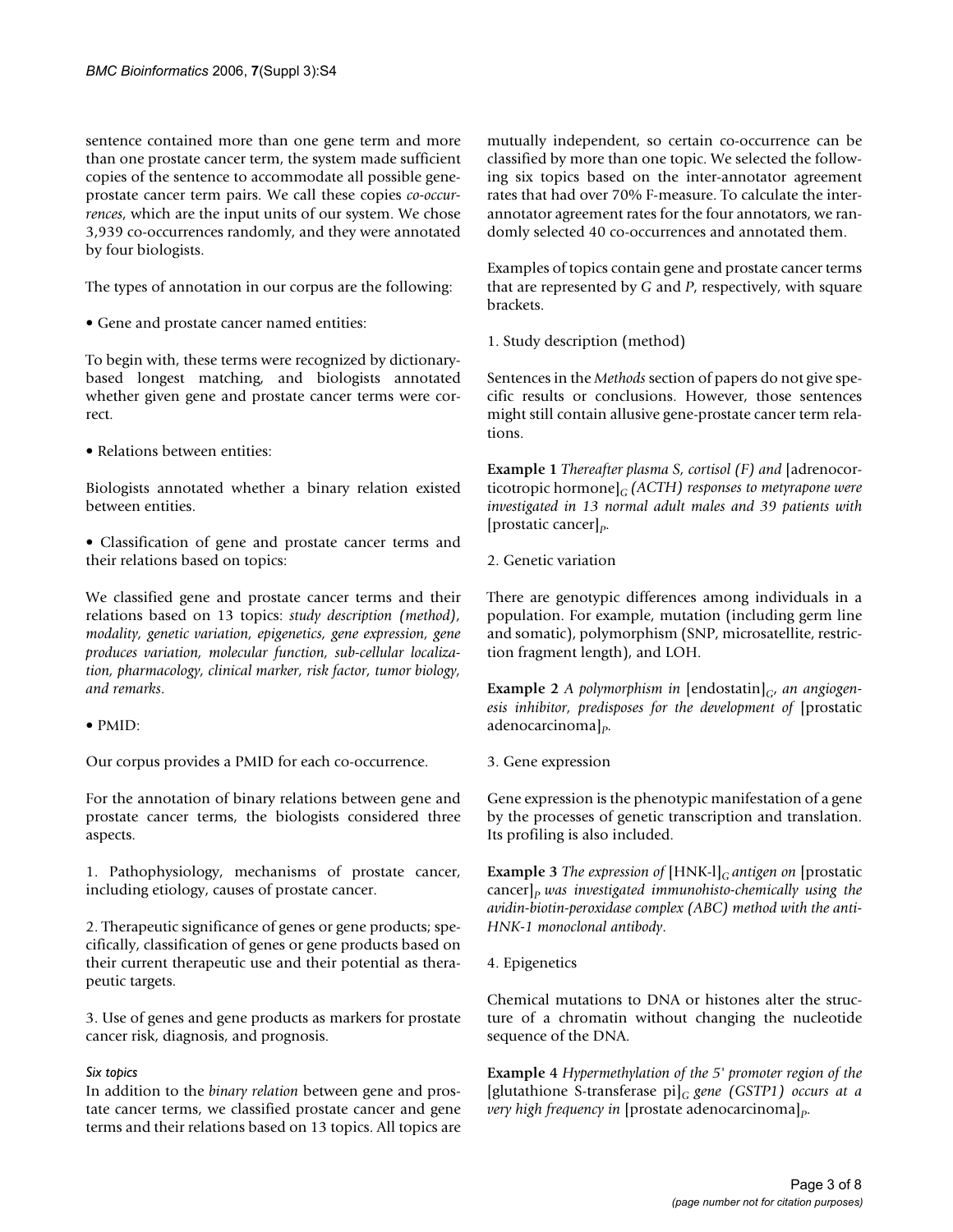sentence contained more than one gene term and more than one prostate cancer term, the system made sufficient copies of the sentence to accommodate all possible gene-prostate cancer term pairs. We call these copies *co-occurrences*, which are the input units of our system. We chose 3,939 co-occurrences randomly, and they were annotated by four biologists.

The types of annotation in our corpus are the following:

• Gene and prostate cancer named entities:

To begin with, these terms were recognized by dictionary-based longest matching, and biologists annotated whether given gene and prostate cancer terms were correct.

• Relations between entities:

Biologists annotated whether a binary relation existed between entities.

• Classification of gene and prostate cancer terms and their relations based on topics:

We classified gene and prostate cancer terms and their relations based on 13 topics: *study description (method), modality, genetic variation, epigenetics, gene expression, gene produces variation, molecular function, sub-cellular localization, pharmacology, clinical marker, risk factor, tumor biology, and remarks*.

• PMID:

Our corpus provides a PMID for each co-occurrence.

For the annotation of binary relations between gene and prostate cancer terms, the biologists considered three aspects.

1. Pathophysiology, mechanisms of prostate cancer, including etiology, causes of prostate cancer.

2. Therapeutic significance of genes or gene products; specifically, classification of genes or gene products based on their current therapeutic use and their potential as therapeutic targets.

3. Use of genes and gene products as markers for prostate cancer risk, diagnosis, and prognosis.

#### *Six topics*

In addition to the *binary relation* between gene and prostate cancer terms, we classified prostate cancer and gene terms and their relations based on 13 topics. All topics are mutually independent, so certain co-occurrence can be classified by more than one topic. We selected the following six topics based on the inter-annotator agreement rates that had over 70% F-measure. To calculate the inter-annotator agreement rates for the four annotators, we randomly selected 40 co-occurrences and annotated them.

Examples of topics contain gene and prostate cancer terms that are represented by *G* and *P*, respectively, with square brackets.

1. Study description (method)

Sentences in the *Methods* section of papers do not give specific results or conclusions. However, those sentences might still contain allusive gene-prostate cancer term relations.

**Example 1** *Thereafter plasma S, cortisol (F) and* [adrenocorticotropic hormone]$_G$ *(ACTH) responses to metyrapone were investigated in 13 normal adult males and 39 patients with* [prostatic cancer]$_P$.

2. Genetic variation

There are genotypic differences among individuals in a population. For example, mutation (including germ line and somatic), polymorphism (SNP, microsatellite, restriction fragment length), and LOH.

**Example 2** *A polymorphism in* [endostatin]$_G$, *an angiogenesis inhibitor, predisposes for the development of* [prostatic adenocarcinoma]$_P$.

3. Gene expression

Gene expression is the phenotypic manifestation of a gene by the processes of genetic transcription and translation. Its profiling is also included.

**Example 3** *The expression of* [HNK-l]$_G$ *antigen on* [prostatic cancer]$_P$ *was investigated immunohisto-chemically using the avidin-biotin-peroxidase complex (ABC) method with the anti-HNK-1 monoclonal antibody*.

4. Epigenetics

Chemical mutations to DNA or histones alter the structure of a chromatin without changing the nucleotide sequence of the DNA.

**Example 4** *Hypermethylation of the 5' promoter region of the* [glutathione S-transferase pi]$_G$ *gene (GSTP1) occurs at a very high frequency in* [prostate adenocarcinoma]$_P$.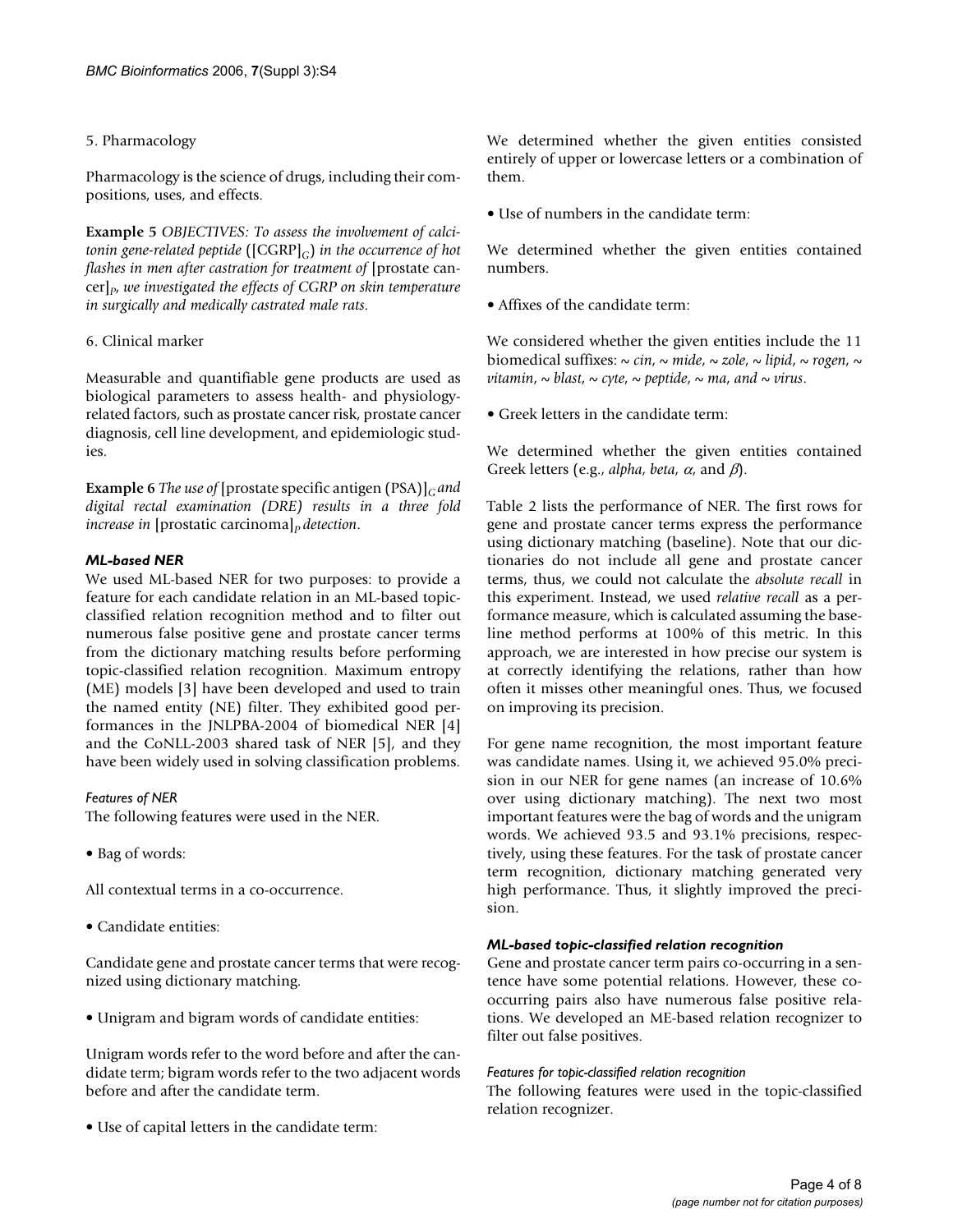5. Pharmacology

Pharmacology is the science of drugs, including their compositions, uses, and effects.

**Example 5** *OBJECTIVES: To assess the involvement of calcitonin gene-related peptide* ([CGRP]$_G$) *in the occurrence of hot flashes in men after castration for treatment of* [prostate cancer]$_P$, *we investigated the effects of CGRP on skin temperature in surgically and medically castrated male rats*.

6. Clinical marker

Measurable and quantifiable gene products are used as biological parameters to assess health- and physiology-related factors, such as prostate cancer risk, prostate cancer diagnosis, cell line development, and epidemiologic studies.

**Example 6** *The use of* [prostate specific antigen (PSA)]$_G$ *and digital rectal examination (DRE) results in a three fold increase in* [prostatic carcinoma]$_P$ *detection*.

### *ML-based NER*

We used ML-based NER for two purposes: to provide a feature for each candidate relation in an ML-based topic-classified relation recognition method and to filter out numerous false positive gene and prostate cancer terms from the dictionary matching results before performing topic-classified relation recognition. Maximum entropy (ME) models [3] have been developed and used to train the named entity (NE) filter. They exhibited good performances in the JNLPBA-2004 of biomedical NER [4] and the CoNLL-2003 shared task of NER [5], and they have been widely used in solving classification problems.

#### *Features of NER*

The following features were used in the NER.

• Bag of words:

All contextual terms in a co-occurrence.

• Candidate entities:

Candidate gene and prostate cancer terms that were recognized using dictionary matching.

• Unigram and bigram words of candidate entities:

Unigram words refer to the word before and after the candidate term; bigram words refer to the two adjacent words before and after the candidate term.

• Use of capital letters in the candidate term:

We determined whether the given entities consisted entirely of upper or lowercase letters or a combination of them.

• Use of numbers in the candidate term:

We determined whether the given entities contained numbers.

• Affixes of the candidate term:

We considered whether the given entities include the 11 biomedical suffixes: *~ cin*, *~ mide*, *~ zole*, *~ lipid*, *~ rogen*, *~ vitamin*, *~ blast*, *~ cyte*, *~ peptide*, *~ ma*, *and ~ virus*.

• Greek letters in the candidate term:

We determined whether the given entities contained Greek letters (e.g., *alpha*, *beta*, $\alpha$, and $\beta$).

Table 2 lists the performance of NER. The first rows for gene and prostate cancer terms express the performance using dictionary matching (baseline). Note that our dictionaries do not include all gene and prostate cancer terms, thus, we could not calculate the *absolute recall* in this experiment. Instead, we used *relative recall* as a performance measure, which is calculated assuming the baseline method performs at 100% of this metric. In this approach, we are interested in how precise our system is at correctly identifying the relations, rather than how often it misses other meaningful ones. Thus, we focused on improving its precision.

For gene name recognition, the most important feature was candidate names. Using it, we achieved 95.0% precision in our NER for gene names (an increase of 10.6% over using dictionary matching). The next two most important features were the bag of words and the unigram words. We achieved 93.5 and 93.1% precisions, respectively, using these features. For the task of prostate cancer term recognition, dictionary matching generated very high performance. Thus, it slightly improved the precision.

### *ML-based topic-classified relation recognition*

Gene and prostate cancer term pairs co-occurring in a sentence have some potential relations. However, these co-occurring pairs also have numerous false positive relations. We developed an ME-based relation recognizer to filter out false positives.

#### *Features for topic-classified relation recognition*

The following features were used in the topic-classified relation recognizer.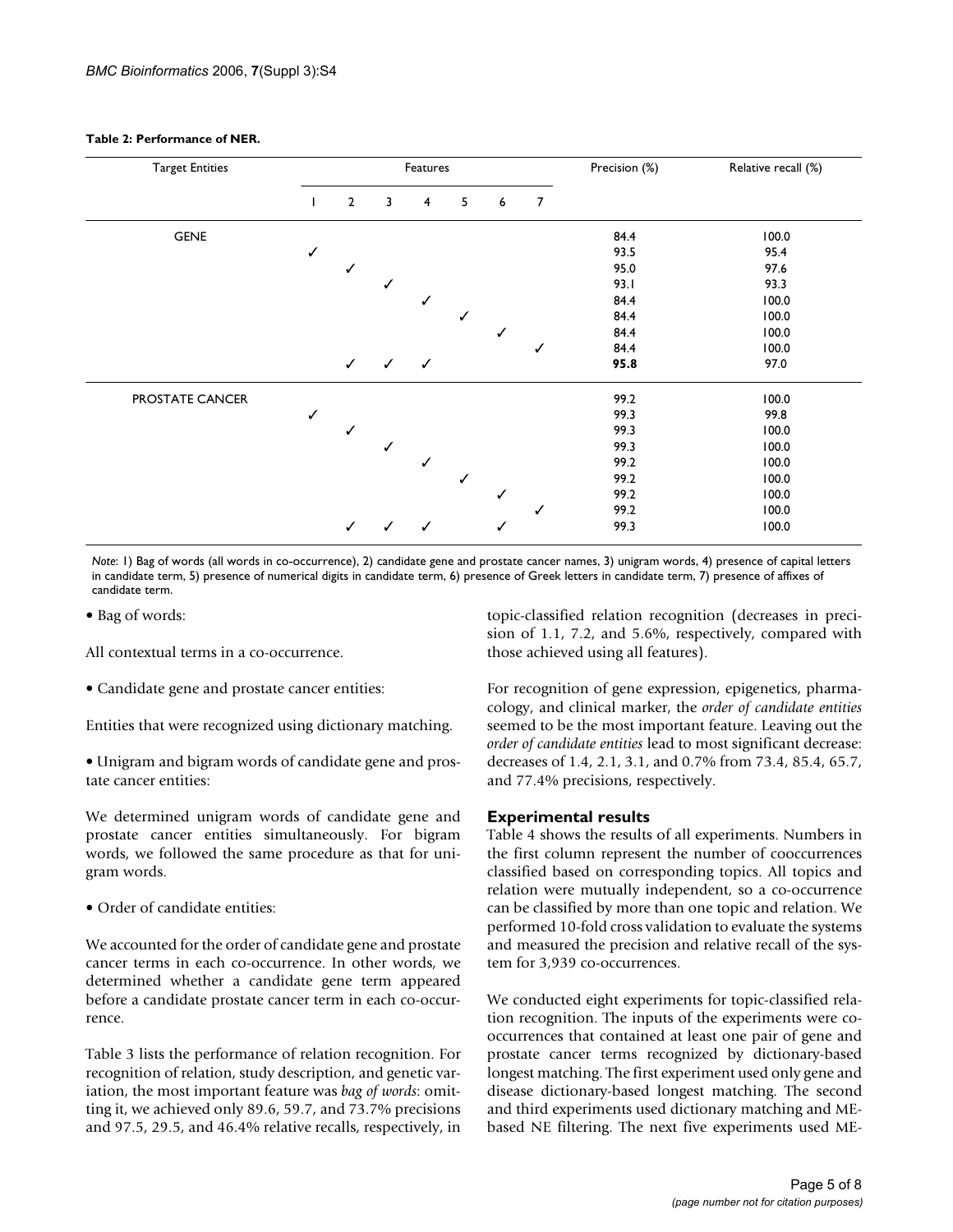**Table 2: Performance of NER.**

| Target Entities | Features | | | | | | | Precision (%) | Relative recall (%) |
|---|---|---|---|---|---|---|---|---|---|
| | 1 | 2 | 3 | 4 | 5 | 6 | 7 | | |
| GENE | | | | | | | | 84.4 | 100.0 |
| | ✓ | | | | | | | 93.5 | 95.4 |
| | | ✓ | | | | | | 95.0 | 97.6 |
| | | | ✓ | | | | | 93.1 | 93.3 |
| | | | | ✓ | | | | 84.4 | 100.0 |
| | | | | | ✓ | | | 84.4 | 100.0 |
| | | | | | | ✓ | | 84.4 | 100.0 |
| | | | | | | | ✓ | 84.4 | 100.0 |
| | | ✓ | ✓ | ✓ | | | | **95.8** | 97.0 |
| PROSTATE CANCER | | | | | | | | 99.2 | 100.0 |
| | ✓ | | | | | | | 99.3 | 99.8 |
| | | ✓ | | | | | | 99.3 | 100.0 |
| | | | ✓ | | | | | 99.3 | 100.0 |
| | | | | ✓ | | | | 99.2 | 100.0 |
| | | | | | ✓ | | | 99.2 | 100.0 |
| | | | | | | ✓ | | 99.2 | 100.0 |
| | | | | | | | ✓ | 99.2 | 100.0 |
| | | ✓ | ✓ | ✓ | | ✓ | | 99.3 | 100.0 |

*Note*: 1) Bag of words (all words in co-occurrence), 2) candidate gene and prostate cancer names, 3) unigram words, 4) presence of capital letters in candidate term, 5) presence of numerical digits in candidate term, 6) presence of Greek letters in candidate term, 7) presence of affixes of candidate term.

• Bag of words:

All contextual terms in a co-occurrence.

• Candidate gene and prostate cancer entities:

Entities that were recognized using dictionary matching.

• Unigram and bigram words of candidate gene and prostate cancer entities:

We determined unigram words of candidate gene and prostate cancer entities simultaneously. For bigram words, we followed the same procedure as that for unigram words.

• Order of candidate entities:

We accounted for the order of candidate gene and prostate cancer terms in each co-occurrence. In other words, we determined whether a candidate gene term appeared before a candidate prostate cancer term in each co-occurrence.

Table 3 lists the performance of relation recognition. For recognition of relation, study description, and genetic variation, the most important feature was *bag of words*: omitting it, we achieved only 89.6, 59.7, and 73.7% precisions and 97.5, 29.5, and 46.4% relative recalls, respectively, in topic-classified relation recognition (decreases in precision of 1.1, 7.2, and 5.6%, respectively, compared with those achieved using all features).

For recognition of gene expression, epigenetics, pharmacology, and clinical marker, the *order of candidate entities* seemed to be the most important feature. Leaving out the *order of candidate entities* lead to most significant decrease: decreases of 1.4, 2.1, 3.1, and 0.7% from 73.4, 85.4, 65.7, and 77.4% precisions, respectively.

## Experimental results

Table 4 shows the results of all experiments. Numbers in the first column represent the number of cooccurrences classified based on corresponding topics. All topics and relation were mutually independent, so a co-occurrence can be classified by more than one topic and relation. We performed 10-fold cross validation to evaluate the systems and measured the precision and relative recall of the system for 3,939 co-occurrences.

We conducted eight experiments for topic-classified relation recognition. The inputs of the experiments were co-occurrences that contained at least one pair of gene and prostate cancer terms recognized by dictionary-based longest matching. The first experiment used only gene and disease dictionary-based longest matching. The second and third experiments used dictionary matching and ME-based NE filtering. The next five experiments used ME-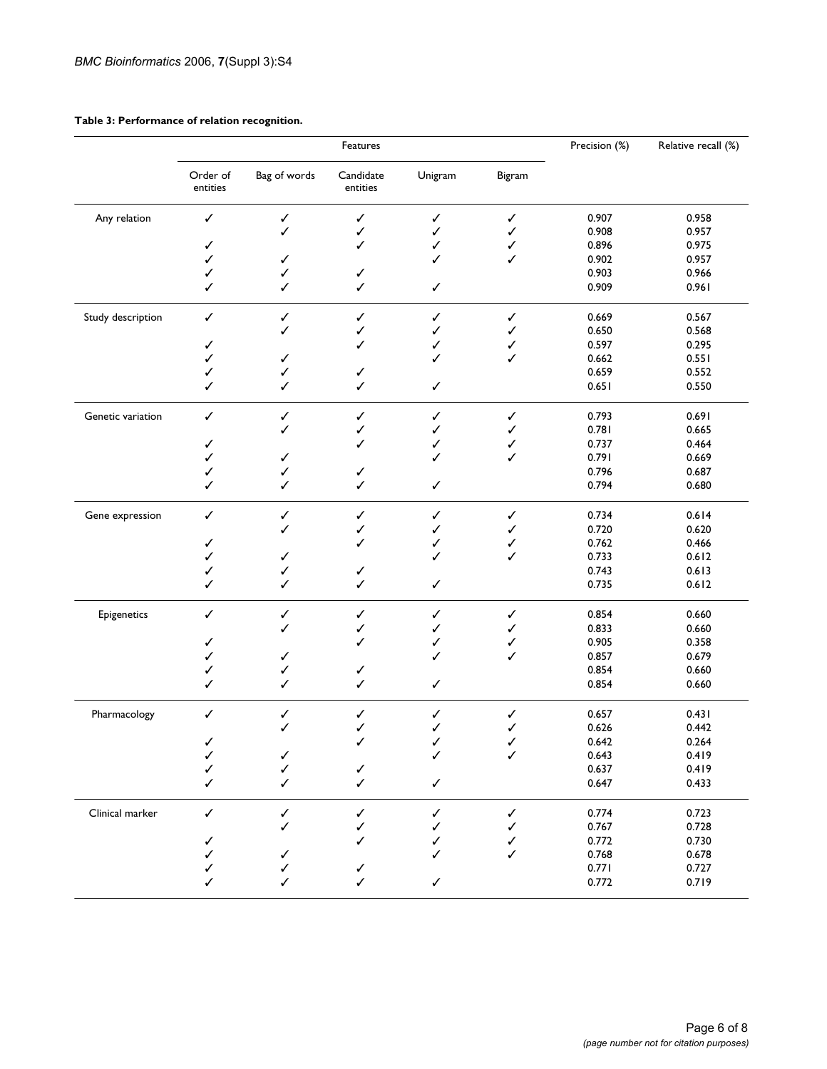**Table 3: Performance of relation recognition.**

| | Features | | | | | Precision (%) | Relative recall (%) |
|---|---|---|---|---|---|---|---|
| | Order of entities | Bag of words | Candidate entities | Unigram | Bigram | | |
| Any relation | ✓ | ✓ | ✓ | ✓ | ✓ | 0.907 | 0.958 |
| | | ✓ | ✓ | ✓ | ✓ | 0.908 | 0.957 |
| | ✓ | | ✓ | ✓ | ✓ | 0.896 | 0.975 |
| | ✓ | ✓ | | ✓ | ✓ | 0.902 | 0.957 |
| | ✓ | ✓ | ✓ | | | 0.903 | 0.966 |
| | ✓ | ✓ | ✓ | ✓ | | 0.909 | 0.961 |
| Study description | ✓ | ✓ | ✓ | ✓ | ✓ | 0.669 | 0.567 |
| | | ✓ | ✓ | ✓ | ✓ | 0.650 | 0.568 |
| | ✓ | | ✓ | ✓ | ✓ | 0.597 | 0.295 |
| | ✓ | ✓ | | ✓ | ✓ | 0.662 | 0.551 |
| | ✓ | ✓ | ✓ | | | 0.659 | 0.552 |
| | ✓ | ✓ | ✓ | ✓ | | 0.651 | 0.550 |
| Genetic variation | ✓ | ✓ | ✓ | ✓ | ✓ | 0.793 | 0.691 |
| | | ✓ | ✓ | ✓ | ✓ | 0.781 | 0.665 |
| | ✓ | | ✓ | ✓ | ✓ | 0.737 | 0.464 |
| | ✓ | ✓ | | ✓ | ✓ | 0.791 | 0.669 |
| | ✓ | ✓ | ✓ | | | 0.796 | 0.687 |
| | ✓ | ✓ | ✓ | ✓ | | 0.794 | 0.680 |
| Gene expression | ✓ | ✓ | ✓ | ✓ | ✓ | 0.734 | 0.614 |
| | | ✓ | ✓ | ✓ | ✓ | 0.720 | 0.620 |
| | ✓ | | ✓ | ✓ | ✓ | 0.762 | 0.466 |
| | ✓ | ✓ | | ✓ | ✓ | 0.733 | 0.612 |
| | ✓ | ✓ | ✓ | | | 0.743 | 0.613 |
| | ✓ | ✓ | ✓ | ✓ | | 0.735 | 0.612 |
| Epigenetics | ✓ | ✓ | ✓ | ✓ | ✓ | 0.854 | 0.660 |
| | | ✓ | ✓ | ✓ | ✓ | 0.833 | 0.660 |
| | ✓ | | ✓ | ✓ | ✓ | 0.905 | 0.358 |
| | ✓ | ✓ | | ✓ | ✓ | 0.857 | 0.679 |
| | ✓ | ✓ | ✓ | | | 0.854 | 0.660 |
| | ✓ | ✓ | ✓ | ✓ | | 0.854 | 0.660 |
| Pharmacology | ✓ | ✓ | ✓ | ✓ | ✓ | 0.657 | 0.431 |
| | | ✓ | ✓ | ✓ | ✓ | 0.626 | 0.442 |
| | ✓ | | ✓ | ✓ | ✓ | 0.642 | 0.264 |
| | ✓ | ✓ | | ✓ | ✓ | 0.643 | 0.419 |
| | ✓ | ✓ | ✓ | | | 0.637 | 0.419 |
| | ✓ | ✓ | ✓ | ✓ | | 0.647 | 0.433 |
| Clinical marker | ✓ | ✓ | ✓ | ✓ | ✓ | 0.774 | 0.723 |
| | | ✓ | ✓ | ✓ | ✓ | 0.767 | 0.728 |
| | ✓ | | ✓ | ✓ | ✓ | 0.772 | 0.730 |
| | ✓ | ✓ | | ✓ | ✓ | 0.768 | 0.678 |
| | ✓ | ✓ | ✓ | | | 0.771 | 0.727 |
| | ✓ | ✓ | ✓ | ✓ | | 0.772 | 0.719 |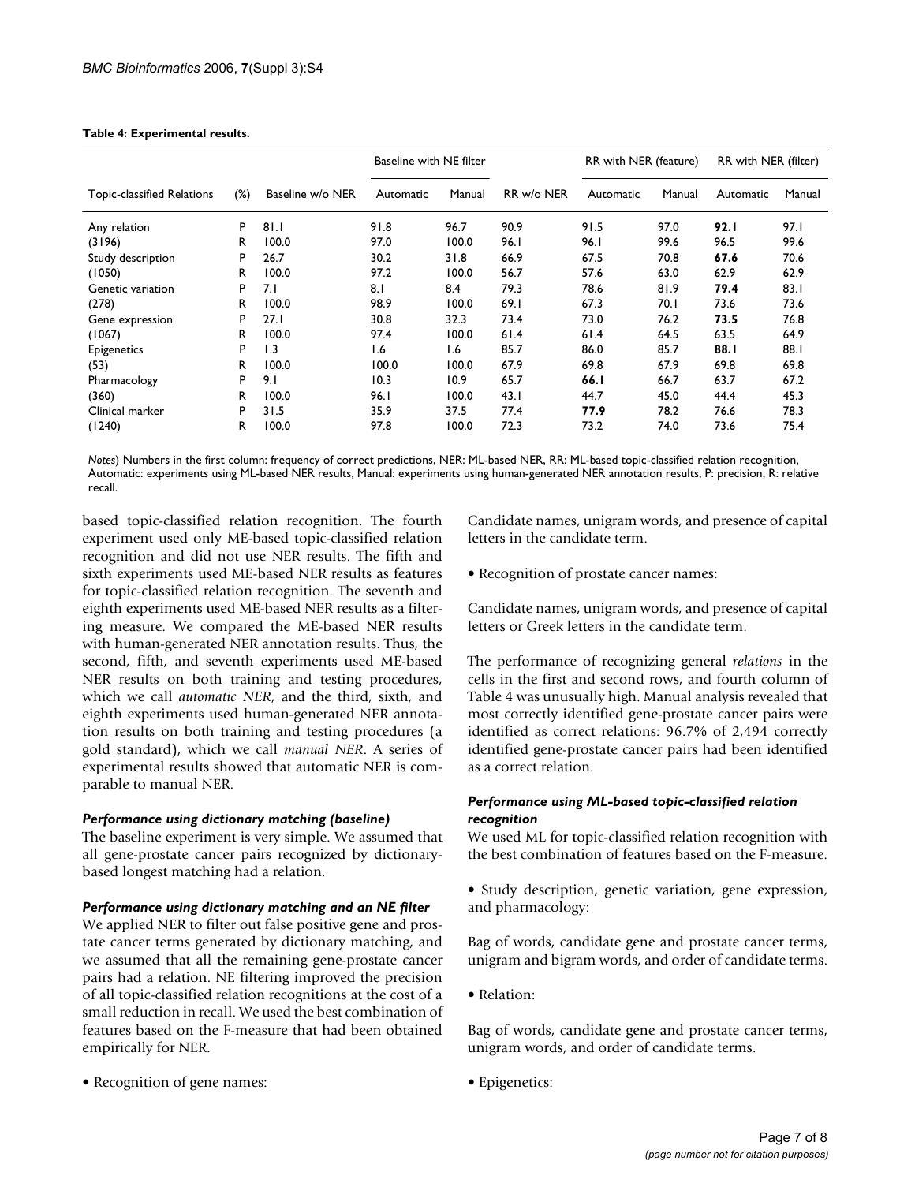**Table 4: Experimental results.**

| Topic-classified Relations | (%) | Baseline w/o NER | Baseline with NE filter | | RR w/o NER | RR with NER (feature) | | RR with NER (filter) | |
|---|---|---|---|---|---|---|---|---|---|
| | | | Automatic | Manual | | Automatic | Manual | Automatic | Manual |
| Any relation | P | 81.1 | 91.8 | 96.7 | 90.9 | 91.5 | 97.0 | **92.1** | 97.1 |
| (3196) | R | 100.0 | 97.0 | 100.0 | 96.1 | 96.1 | 99.6 | 96.5 | 99.6 |
| Study description | P | 26.7 | 30.2 | 31.8 | 66.9 | 67.5 | 70.8 | **67.6** | 70.6 |
| (1050) | R | 100.0 | 97.2 | 100.0 | 56.7 | 57.6 | 63.0 | 62.9 | 62.9 |
| Genetic variation | P | 7.1 | 8.1 | 8.4 | 79.3 | 78.6 | 81.9 | **79.4** | 83.1 |
| (278) | R | 100.0 | 98.9 | 100.0 | 69.1 | 67.3 | 70.1 | 73.6 | 73.6 |
| Gene expression | P | 27.1 | 30.8 | 32.3 | 73.4 | 73.0 | 76.2 | **73.5** | 76.8 |
| (1067) | R | 100.0 | 97.4 | 100.0 | 61.4 | 61.4 | 64.5 | 63.5 | 64.9 |
| Epigenetics | P | 1.3 | 1.6 | 1.6 | 85.7 | 86.0 | 85.7 | **88.1** | 88.1 |
| (53) | R | 100.0 | 100.0 | 100.0 | 67.9 | 69.8 | 67.9 | 69.8 | 69.8 |
| Pharmacology | P | 9.1 | 10.3 | 10.9 | 65.7 | **66.1** | 66.7 | 63.7 | 67.2 |
| (360) | R | 100.0 | 96.1 | 100.0 | 43.1 | 44.7 | 45.0 | 44.4 | 45.3 |
| Clinical marker | P | 31.5 | 35.9 | 37.5 | 77.4 | **77.9** | 78.2 | 76.6 | 78.3 |
| (1240) | R | 100.0 | 97.8 | 100.0 | 72.3 | 73.2 | 74.0 | 73.6 | 75.4 |

*Notes*) Numbers in the first column: frequency of correct predictions, NER: ML-based NER, RR: ML-based topic-classified relation recognition, Automatic: experiments using ML-based NER results, Manual: experiments using human-generated NER annotation results, P: precision, R: relative recall.

based topic-classified relation recognition. The fourth experiment used only ME-based topic-classified relation recognition and did not use NER results. The fifth and sixth experiments used ME-based NER results as features for topic-classified relation recognition. The seventh and eighth experiments used ME-based NER results as a filtering measure. We compared the ME-based NER results with human-generated NER annotation results. Thus, the second, fifth, and seventh experiments used ME-based NER results on both training and testing procedures, which we call *automatic NER*, and the third, sixth, and eighth experiments used human-generated NER annotation results on both training and testing procedures (a gold standard), which we call *manual NER*. A series of experimental results showed that automatic NER is comparable to manual NER.

### *Performance using dictionary matching (baseline)*

The baseline experiment is very simple. We assumed that all gene-prostate cancer pairs recognized by dictionary-based longest matching had a relation.

### *Performance using dictionary matching and an NE filter*

We applied NER to filter out false positive gene and prostate cancer terms generated by dictionary matching, and we assumed that all the remaining gene-prostate cancer pairs had a relation. NE filtering improved the precision of all topic-classified relation recognitions at the cost of a small reduction in recall. We used the best combination of features based on the F-measure that had been obtained empirically for NER.

• Recognition of gene names:

Candidate names, unigram words, and presence of capital letters in the candidate term.

• Recognition of prostate cancer names:

Candidate names, unigram words, and presence of capital letters or Greek letters in the candidate term.

The performance of recognizing general *relations* in the cells in the first and second rows, and fourth column of Table 4 was unusually high. Manual analysis revealed that most correctly identified gene-prostate cancer pairs were identified as correct relations: 96.7% of 2,494 correctly identified gene-prostate cancer pairs had been identified as a correct relation.

### *Performance using ML-based topic-classified relation recognition*

We used ML for topic-classified relation recognition with the best combination of features based on the F-measure.

• Study description, genetic variation, gene expression, and pharmacology:

Bag of words, candidate gene and prostate cancer terms, unigram and bigram words, and order of candidate terms.

• Relation:

Bag of words, candidate gene and prostate cancer terms, unigram words, and order of candidate terms.

• Epigenetics: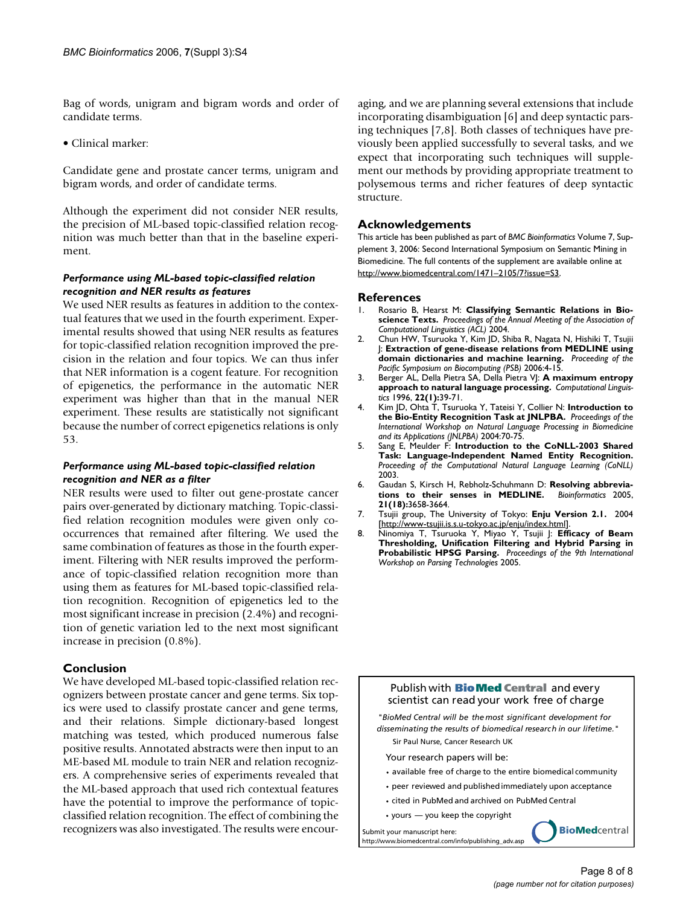Bag of words, unigram and bigram words and order of candidate terms.

• Clinical marker:

Candidate gene and prostate cancer terms, unigram and bigram words, and order of candidate terms.

Although the experiment did not consider NER results, the precision of ML-based topic-classified relation recognition was much better than that in the baseline experiment.

#### *Performance using ML-based topic-classified relation recognition and NER results as features*

We used NER results as features in addition to the contextual features that we used in the fourth experiment. Experimental results showed that using NER results as features for topic-classified relation recognition improved the precision in the relation and four topics. We can thus infer that NER information is a cogent feature. For recognition of epigenetics, the performance in the automatic NER experiment was higher than that in the manual NER experiment. These results are statistically not significant because the number of correct epigenetics relations is only 53.

#### *Performance using ML-based topic-classified relation recognition and NER as a filter*

NER results were used to filter out gene-prostate cancer pairs over-generated by dictionary matching. Topic-classified relation recognition modules were given only co-occurrences that remained after filtering. We used the same combination of features as those in the fourth experiment. Filtering with NER results improved the performance of topic-classified relation recognition more than using them as features for ML-based topic-classified relation recognition. Recognition of epigenetics led to the most significant increase in precision (2.4%) and recognition of genetic variation led to the next most significant increase in precision (0.8%).

## Conclusion

We have developed ML-based topic-classified relation recognizers between prostate cancer and gene terms. Six topics were used to classify prostate cancer and gene terms, and their relations. Simple dictionary-based longest matching was tested, which produced numerous false positive results. Annotated abstracts were then input to an ME-based ML module to train NER and relation recognizers. A comprehensive series of experiments revealed that the ML-based approach that used rich contextual features have the potential to improve the performance of topic-classified relation recognition. The effect of combining the recognizers was also investigated. The results were encouraging, and we are planning several extensions that include incorporating disambiguation [6] and deep syntactic parsing techniques [7,8]. Both classes of techniques have previously been applied successfully to several tasks, and we expect that incorporating such techniques will supplement our methods by providing appropriate treatment to polysemous terms and richer features of deep syntactic structure.

## Acknowledgements

This article has been published as part of *BMC Bioinformatics* Volume 7, Supplement 3, 2006: Second International Symposium on Semantic Mining in Biomedicine. The full contents of the supplement are available online at http://www.biomedcentral.com/1471–2105/7?issue=S3.

## References

1. Rosario B, Hearst M: **Classifying Semantic Relations in Bioscience Texts.** *Proceedings of the Annual Meeting of the Association of Computational Linguistics (ACL)* 2004.
2. Chun HW, Tsuruoka Y, Kim JD, Shiba R, Nagata N, Hishiki T, Tsujii J: **Extraction of gene-disease relations from MEDLINE using domain dictionaries and machine learning.** *Proceeding of the Pacific Symposium on Biocomputing (PSB)* 2006:4-15.
3. Berger AL, Della Pietra SA, Della Pietra VJ: **A maximum entropy approach to natural language processing.** *Computational Linguistics* 1996, **22(1):**39-71.
4. Kim JD, Ohta T, Tsuruoka Y, Tateisi Y, Collier N: **Introduction to the Bio-Entity Recognition Task at JNLPBA.** *Proceedings of the International Workshop on Natural Language Processing in Biomedicine and its Applications (JNLPBA)* 2004:70-75.
5. Sang E, Meulder F: **Introduction to the CoNLL-2003 Shared Task: Language-Independent Named Entity Recognition.** *Proceeding of the Computational Natural Language Learning (CoNLL)* 2003.
6. Gaudan S, Kirsch H, Rebholz-Schuhmann D: **Resolving abbreviations to their senses in MEDLINE.** *Bioinformatics* 2005, **21(18):**3658-3664.
7. Tsujii group, The University of Tokyo: **Enju Version 2.1.** 2004 [http://www-tsujii.is.s.u-tokyo.ac.jp/enju/index.html].
8. Ninomiya T, Tsuruoka Y, Miyao Y, Tsujii J: **Efficacy of Beam Thresholding, Unification Filtering and Hybrid Parsing in Probabilistic HPSG Parsing.** *Proceedings of the 9th International Workshop on Parsing Technologies* 2005.

Publish with **BioMed Central** and every scientist can read your work free of charge

*"BioMed Central will be the most significant development for disseminating the results of biomedical research in our lifetime."*
Sir Paul Nurse, Cancer Research UK

Your research papers will be:

- available free of charge to the entire biomedical community
- peer reviewed and published immediately upon acceptance
- cited in PubMed and archived on PubMed Central
- yours — you keep the copyright

Submit your manuscript here:
http://www.biomedcentral.com/info/publishing_adv.asp

BioMedcentral